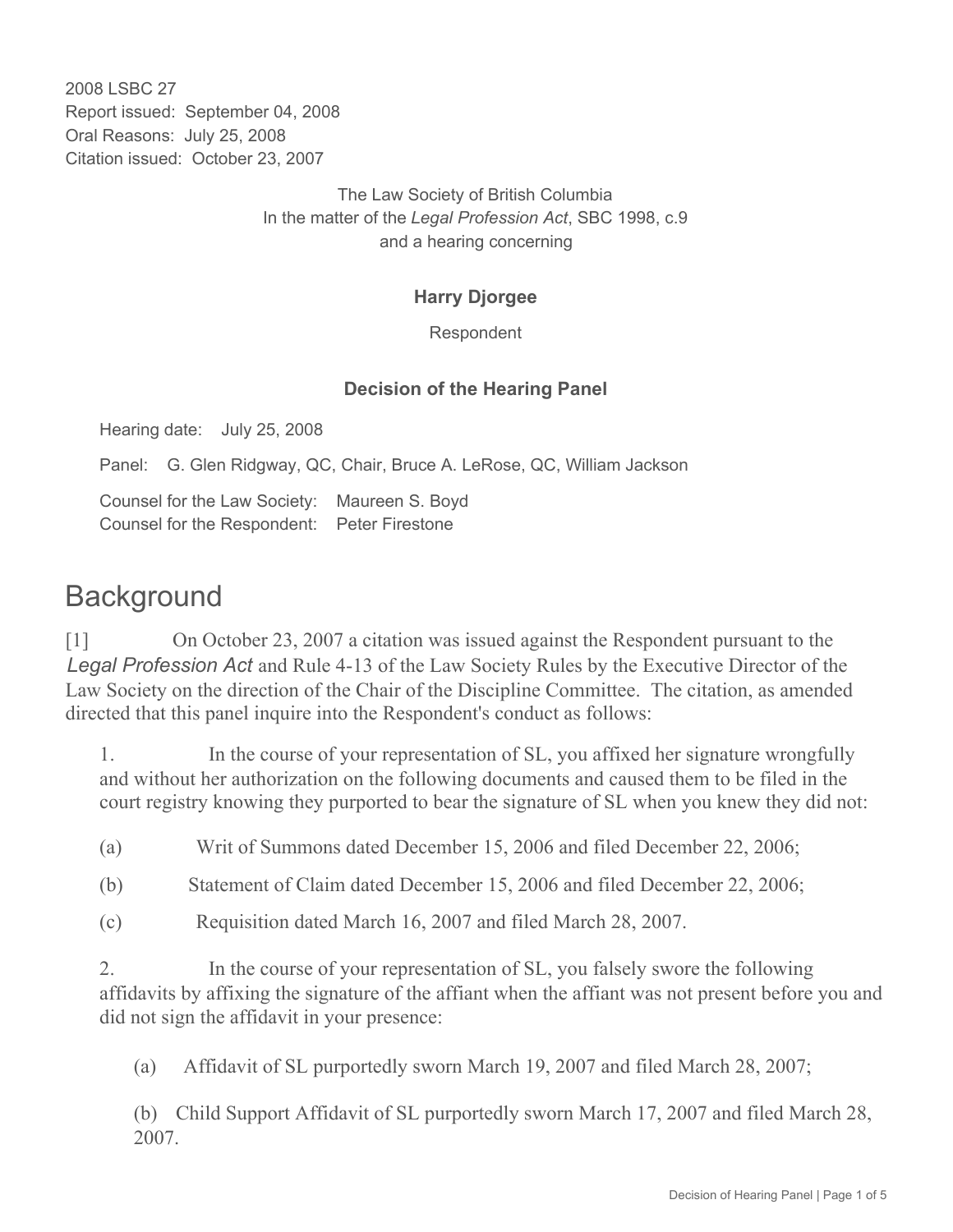2008 LSBC 27
Report issued: September 04, 2008
Oral Reasons: July 25, 2008
Citation issued: October 23, 2007

The Law Society of British Columbia
In the matter of the *Legal Profession Act*, SBC 1998, c.9
and a hearing concerning

**Harry Djorgee**

Respondent

**Decision of the Hearing Panel**

Hearing date: July 25, 2008

Panel: G. Glen Ridgway, QC, Chair, Bruce A. LeRose, QC, William Jackson

Counsel for the Law Society: Maureen S. Boyd
Counsel for the Respondent: Peter Firestone

# Background

[1] On October 23, 2007 a citation was issued against the Respondent pursuant to the *Legal Profession Act* and Rule 4-13 of the Law Society Rules by the Executive Director of the Law Society on the direction of the Chair of the Discipline Committee. The citation, as amended directed that this panel inquire into the Respondent's conduct as follows:

1. In the course of your representation of SL, you affixed her signature wrongfully and without her authorization on the following documents and caused them to be filed in the court registry knowing they purported to bear the signature of SL when you knew they did not:

(a) Writ of Summons dated December 15, 2006 and filed December 22, 2006;

(b) Statement of Claim dated December 15, 2006 and filed December 22, 2006;

(c) Requisition dated March 16, 2007 and filed March 28, 2007.

2. In the course of your representation of SL, you falsely swore the following affidavits by affixing the signature of the affiant when the affiant was not present before you and did not sign the affidavit in your presence:

(a) Affidavit of SL purportedly sworn March 19, 2007 and filed March 28, 2007;

(b) Child Support Affidavit of SL purportedly sworn March 17, 2007 and filed March 28, 2007.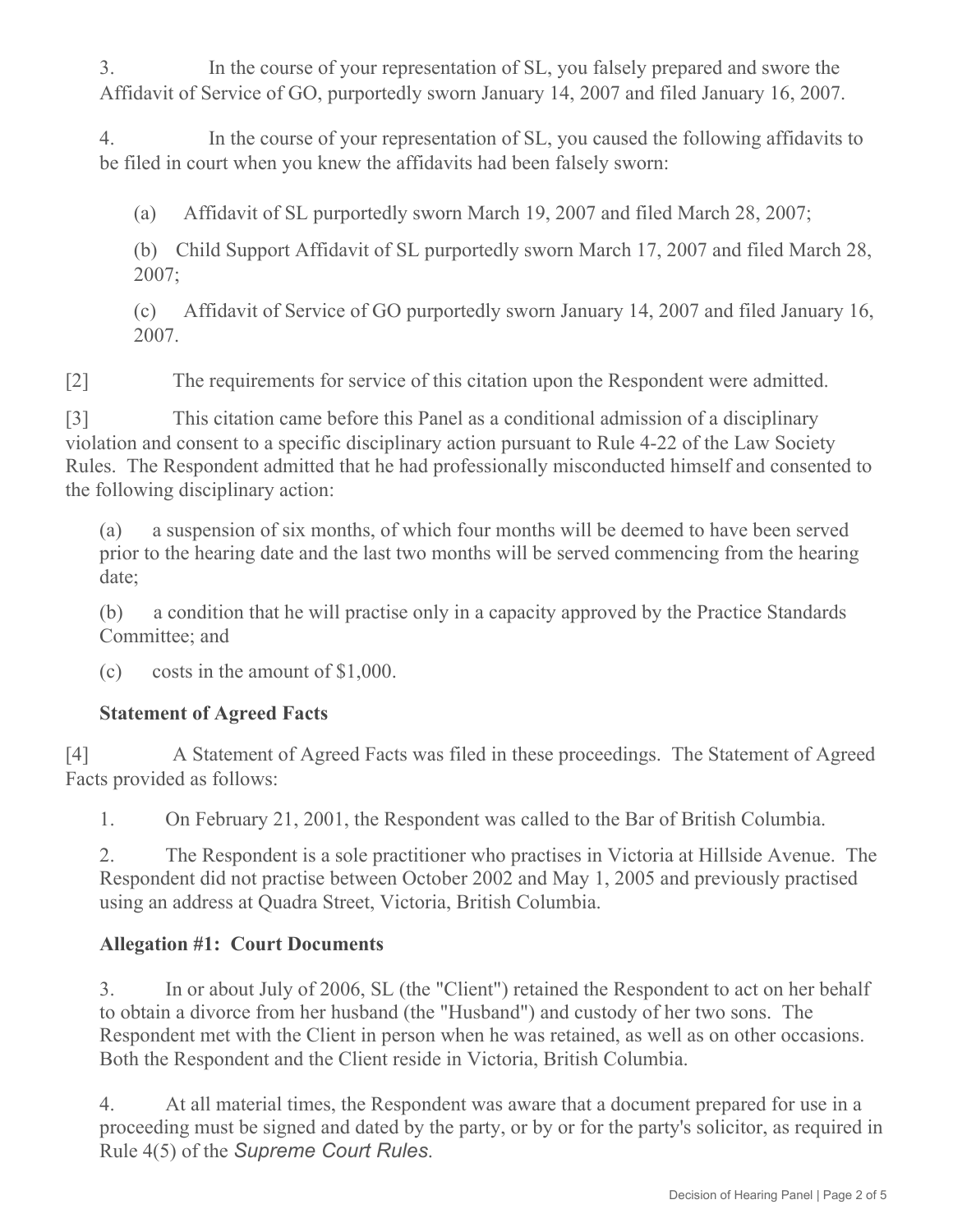3. In the course of your representation of SL, you falsely prepared and swore the Affidavit of Service of GO, purportedly sworn January 14, 2007 and filed January 16, 2007.

4. In the course of your representation of SL, you caused the following affidavits to be filed in court when you knew the affidavits had been falsely sworn:

(a) Affidavit of SL purportedly sworn March 19, 2007 and filed March 28, 2007;

(b) Child Support Affidavit of SL purportedly sworn March 17, 2007 and filed March 28, 2007;

(c) Affidavit of Service of GO purportedly sworn January 14, 2007 and filed January 16, 2007.

[2] The requirements for service of this citation upon the Respondent were admitted.

[3] This citation came before this Panel as a conditional admission of a disciplinary violation and consent to a specific disciplinary action pursuant to Rule 4-22 of the Law Society Rules. The Respondent admitted that he had professionally misconducted himself and consented to the following disciplinary action:

(a) a suspension of six months, of which four months will be deemed to have been served prior to the hearing date and the last two months will be served commencing from the hearing date;

(b) a condition that he will practise only in a capacity approved by the Practice Standards Committee; and

(c) costs in the amount of $1,000.

**Statement of Agreed Facts**

[4] A Statement of Agreed Facts was filed in these proceedings. The Statement of Agreed Facts provided as follows:

1. On February 21, 2001, the Respondent was called to the Bar of British Columbia.

2. The Respondent is a sole practitioner who practises in Victoria at Hillside Avenue. The Respondent did not practise between October 2002 and May 1, 2005 and previously practised using an address at Quadra Street, Victoria, British Columbia.

**Allegation #1: Court Documents**

3. In or about July of 2006, SL (the "Client") retained the Respondent to act on her behalf to obtain a divorce from her husband (the "Husband") and custody of her two sons. The Respondent met with the Client in person when he was retained, as well as on other occasions. Both the Respondent and the Client reside in Victoria, British Columbia.

4. At all material times, the Respondent was aware that a document prepared for use in a proceeding must be signed and dated by the party, or by or for the party's solicitor, as required in Rule 4(5) of the *Supreme Court Rules*.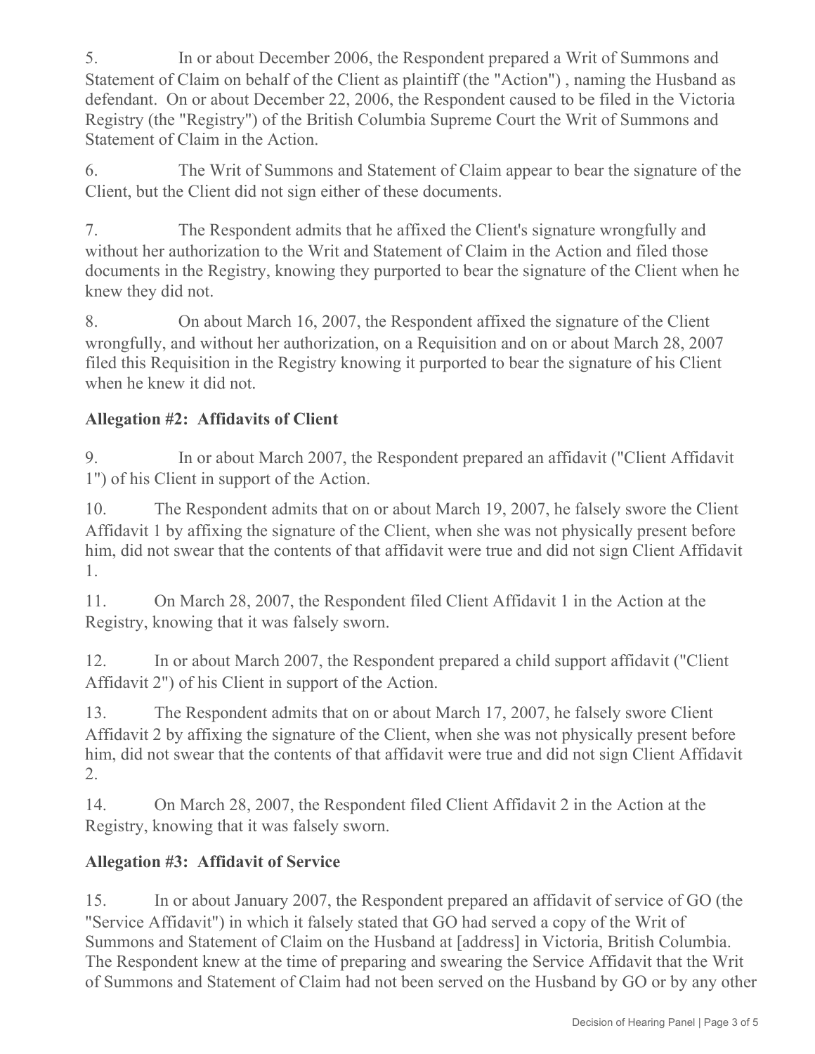5. In or about December 2006, the Respondent prepared a Writ of Summons and Statement of Claim on behalf of the Client as plaintiff (the "Action") , naming the Husband as defendant. On or about December 22, 2006, the Respondent caused to be filed in the Victoria Registry (the "Registry") of the British Columbia Supreme Court the Writ of Summons and Statement of Claim in the Action.

6. The Writ of Summons and Statement of Claim appear to bear the signature of the Client, but the Client did not sign either of these documents.

7. The Respondent admits that he affixed the Client's signature wrongfully and without her authorization to the Writ and Statement of Claim in the Action and filed those documents in the Registry, knowing they purported to bear the signature of the Client when he knew they did not.

8. On about March 16, 2007, the Respondent affixed the signature of the Client wrongfully, and without her authorization, on a Requisition and on or about March 28, 2007 filed this Requisition in the Registry knowing it purported to bear the signature of his Client when he knew it did not.

**Allegation #2: Affidavits of Client**

9. In or about March 2007, the Respondent prepared an affidavit ("Client Affidavit 1") of his Client in support of the Action.

10. The Respondent admits that on or about March 19, 2007, he falsely swore the Client Affidavit 1 by affixing the signature of the Client, when she was not physically present before him, did not swear that the contents of that affidavit were true and did not sign Client Affidavit 1.

11. On March 28, 2007, the Respondent filed Client Affidavit 1 in the Action at the Registry, knowing that it was falsely sworn.

12. In or about March 2007, the Respondent prepared a child support affidavit ("Client Affidavit 2") of his Client in support of the Action.

13. The Respondent admits that on or about March 17, 2007, he falsely swore Client Affidavit 2 by affixing the signature of the Client, when she was not physically present before him, did not swear that the contents of that affidavit were true and did not sign Client Affidavit 2.

14. On March 28, 2007, the Respondent filed Client Affidavit 2 in the Action at the Registry, knowing that it was falsely sworn.

**Allegation #3: Affidavit of Service**

15. In or about January 2007, the Respondent prepared an affidavit of service of GO (the "Service Affidavit") in which it falsely stated that GO had served a copy of the Writ of Summons and Statement of Claim on the Husband at [address] in Victoria, British Columbia. The Respondent knew at the time of preparing and swearing the Service Affidavit that the Writ of Summons and Statement of Claim had not been served on the Husband by GO or by any other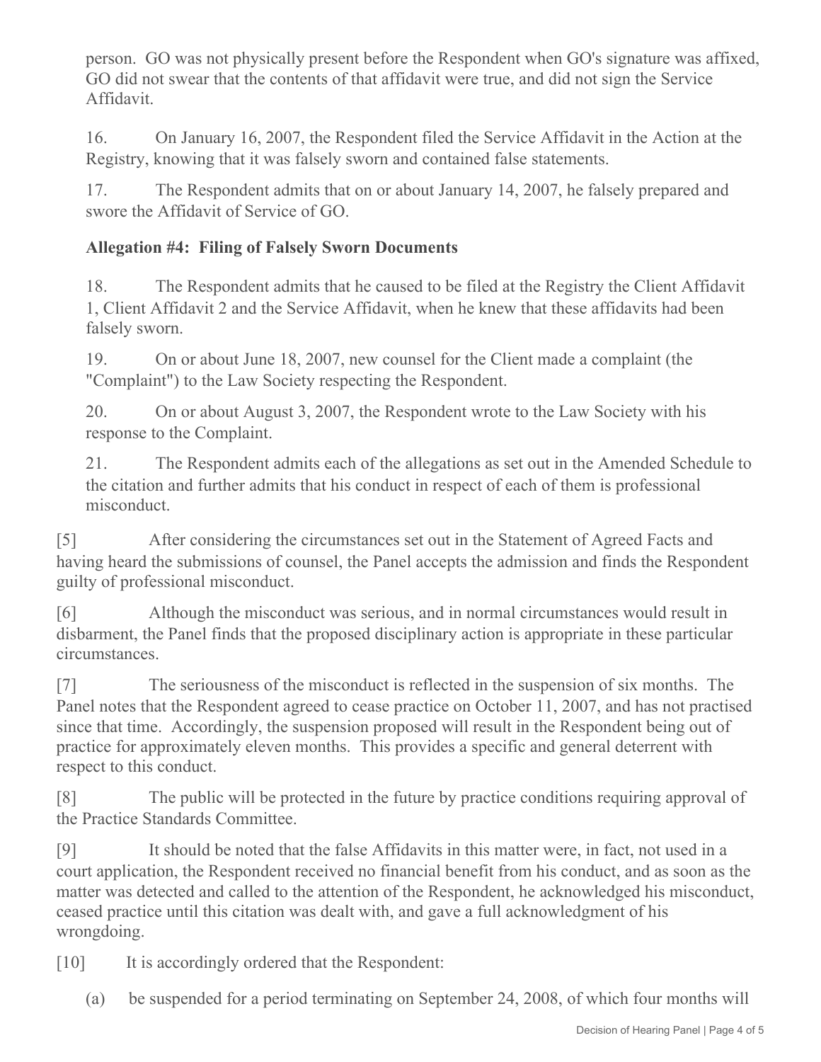person. GO was not physically present before the Respondent when GO's signature was affixed, GO did not swear that the contents of that affidavit were true, and did not sign the Service Affidavit.

16. On January 16, 2007, the Respondent filed the Service Affidavit in the Action at the Registry, knowing that it was falsely sworn and contained false statements.

17. The Respondent admits that on or about January 14, 2007, he falsely prepared and swore the Affidavit of Service of GO.

**Allegation #4: Filing of Falsely Sworn Documents**

18. The Respondent admits that he caused to be filed at the Registry the Client Affidavit 1, Client Affidavit 2 and the Service Affidavit, when he knew that these affidavits had been falsely sworn.

19. On or about June 18, 2007, new counsel for the Client made a complaint (the "Complaint") to the Law Society respecting the Respondent.

20. On or about August 3, 2007, the Respondent wrote to the Law Society with his response to the Complaint.

21. The Respondent admits each of the allegations as set out in the Amended Schedule to the citation and further admits that his conduct in respect of each of them is professional misconduct.

[5] After considering the circumstances set out in the Statement of Agreed Facts and having heard the submissions of counsel, the Panel accepts the admission and finds the Respondent guilty of professional misconduct.

[6] Although the misconduct was serious, and in normal circumstances would result in disbarment, the Panel finds that the proposed disciplinary action is appropriate in these particular circumstances.

[7] The seriousness of the misconduct is reflected in the suspension of six months. The Panel notes that the Respondent agreed to cease practice on October 11, 2007, and has not practised since that time. Accordingly, the suspension proposed will result in the Respondent being out of practice for approximately eleven months. This provides a specific and general deterrent with respect to this conduct.

[8] The public will be protected in the future by practice conditions requiring approval of the Practice Standards Committee.

[9] It should be noted that the false Affidavits in this matter were, in fact, not used in a court application, the Respondent received no financial benefit from his conduct, and as soon as the matter was detected and called to the attention of the Respondent, he acknowledged his misconduct, ceased practice until this citation was dealt with, and gave a full acknowledgment of his wrongdoing.

[10] It is accordingly ordered that the Respondent:

(a) be suspended for a period terminating on September 24, 2008, of which four months will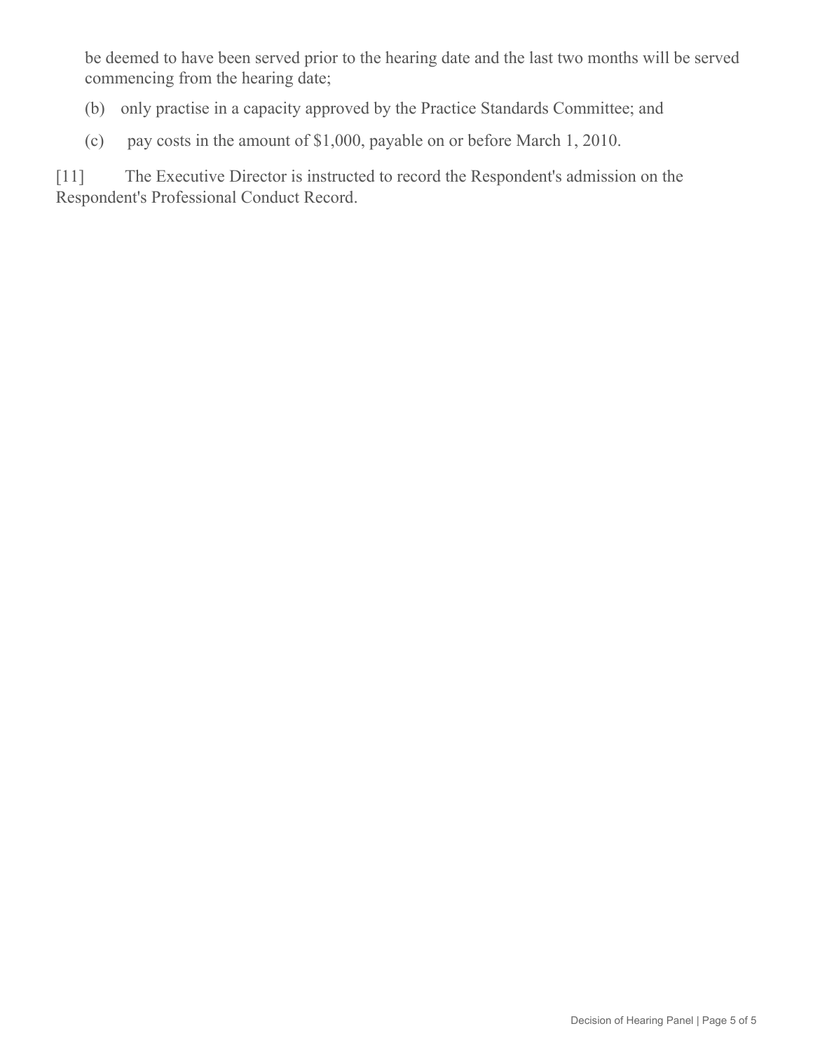be deemed to have been served prior to the hearing date and the last two months will be served commencing from the hearing date;

(b) only practise in a capacity approved by the Practice Standards Committee; and

(c) pay costs in the amount of $1,000, payable on or before March 1, 2010.

[11] The Executive Director is instructed to record the Respondent's admission on the Respondent's Professional Conduct Record.